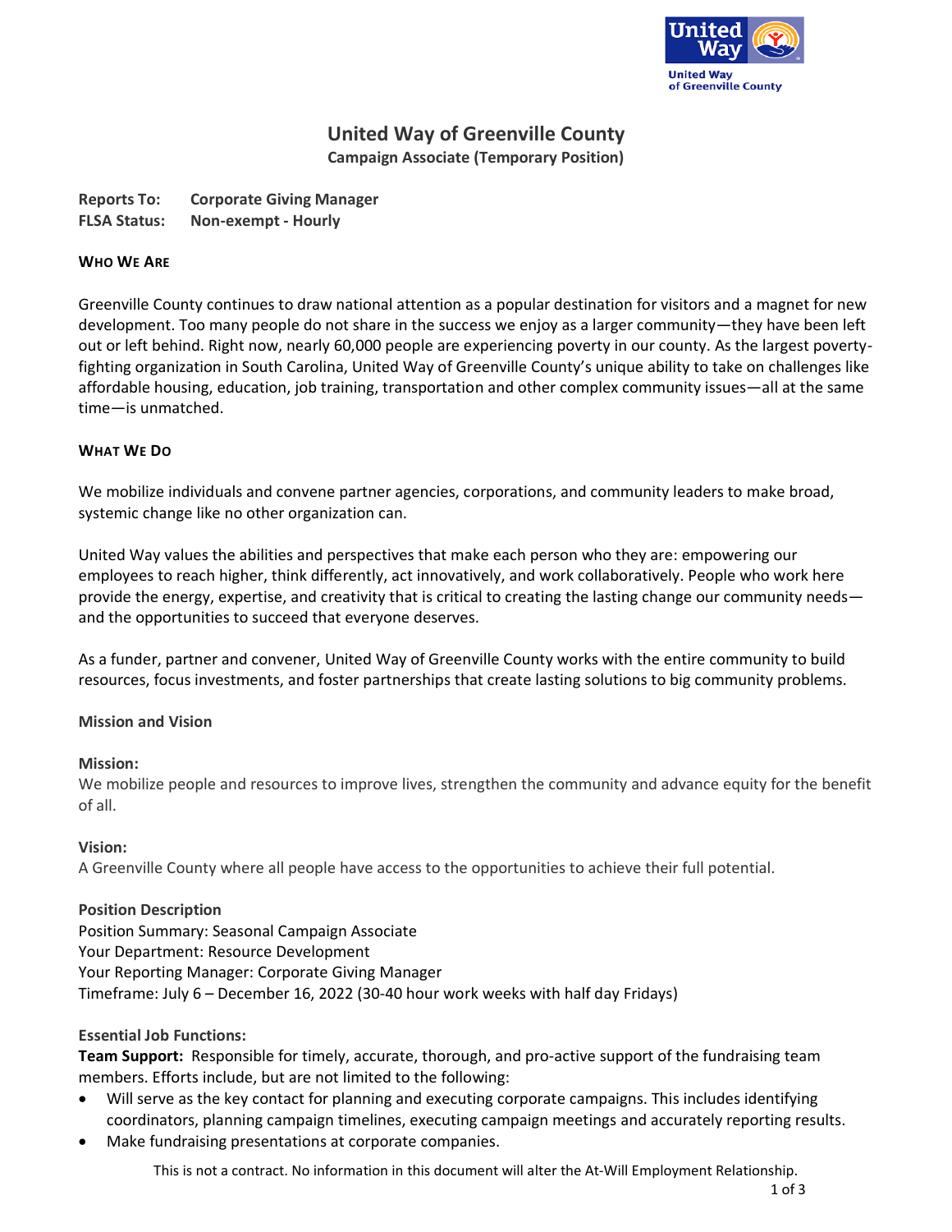# United Way of Greenville County

**Campaign Associate (Temporary Position)**

**Reports To:** **Corporate Giving Manager**
**FLSA Status:** **Non-exempt - Hourly**

## WHO WE ARE

Greenville County continues to draw national attention as a popular destination for visitors and a magnet for new development. Too many people do not share in the success we enjoy as a larger community—they have been left out or left behind. Right now, nearly 60,000 people are experiencing poverty in our county. As the largest poverty-fighting organization in South Carolina, United Way of Greenville County's unique ability to take on challenges like affordable housing, education, job training, transportation and other complex community issues—all at the same time—is unmatched.

## WHAT WE DO

We mobilize individuals and convene partner agencies, corporations, and community leaders to make broad, systemic change like no other organization can.

United Way values the abilities and perspectives that make each person who they are: empowering our employees to reach higher, think differently, act innovatively, and work collaboratively. People who work here provide the energy, expertise, and creativity that is critical to creating the lasting change our community needs—and the opportunities to succeed that everyone deserves.

As a funder, partner and convener, United Way of Greenville County works with the entire community to build resources, focus investments, and foster partnerships that create lasting solutions to big community problems.

### Mission and Vision

**Mission:**
We mobilize people and resources to improve lives, strengthen the community and advance equity for the benefit of all.

**Vision:**
A Greenville County where all people have access to the opportunities to achieve their full potential.

### Position Description

Position Summary: Seasonal Campaign Associate
Your Department: Resource Development
Your Reporting Manager: Corporate Giving Manager
Timeframe: July 6 – December 16, 2022 (30-40 hour work weeks with half day Fridays)

**Essential Job Functions:**

**Team Support:** Responsible for timely, accurate, thorough, and pro-active support of the fundraising team members. Efforts include, but are not limited to the following:

- Will serve as the key contact for planning and executing corporate campaigns. This includes identifying coordinators, planning campaign timelines, executing campaign meetings and accurately reporting results.
- Make fundraising presentations at corporate companies.

This is not a contract. No information in this document will alter the At-Will Employment Relationship.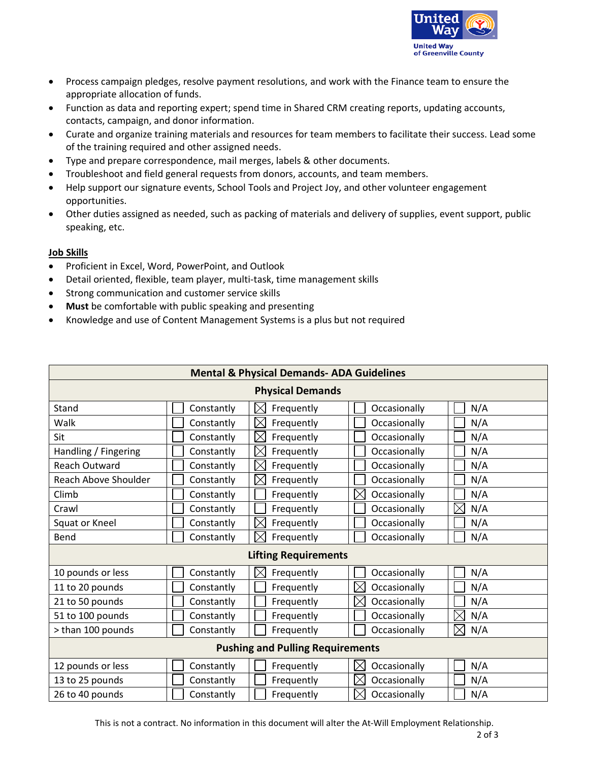- Process campaign pledges, resolve payment resolutions, and work with the Finance team to ensure the appropriate allocation of funds.
- Function as data and reporting expert; spend time in Shared CRM creating reports, updating accounts, contacts, campaign, and donor information.
- Curate and organize training materials and resources for team members to facilitate their success. Lead some of the training required and other assigned needs.
- Type and prepare correspondence, mail merges, labels & other documents.
- Troubleshoot and field general requests from donors, accounts, and team members.
- Help support our signature events, School Tools and Project Joy, and other volunteer engagement opportunities.
- Other duties assigned as needed, such as packing of materials and delivery of supplies, event support, public speaking, etc.

**Job Skills**

- Proficient in Excel, Word, PowerPoint, and Outlook
- Detail oriented, flexible, team player, multi-task, time management skills
- Strong communication and customer service skills
- **Must** be comfortable with public speaking and presenting
- Knowledge and use of Content Management Systems is a plus but not required

| **Mental & Physical Demands- ADA Guidelines** | | | | |
|---|---|---|---|---|
| **Physical Demands** | | | | |
| Stand | ☐ Constantly | ☒ Frequently | ☐ Occasionally | ☐ N/A |
| Walk | ☐ Constantly | ☒ Frequently | ☐ Occasionally | ☐ N/A |
| Sit | ☐ Constantly | ☒ Frequently | ☐ Occasionally | ☐ N/A |
| Handling / Fingering | ☐ Constantly | ☒ Frequently | ☐ Occasionally | ☐ N/A |
| Reach Outward | ☐ Constantly | ☒ Frequently | ☐ Occasionally | ☐ N/A |
| Reach Above Shoulder | ☐ Constantly | ☒ Frequently | ☐ Occasionally | ☐ N/A |
| Climb | ☐ Constantly | ☐ Frequently | ☒ Occasionally | ☐ N/A |
| Crawl | ☐ Constantly | ☐ Frequently | ☐ Occasionally | ☒ N/A |
| Squat or Kneel | ☐ Constantly | ☒ Frequently | ☐ Occasionally | ☐ N/A |
| Bend | ☐ Constantly | ☒ Frequently | ☐ Occasionally | ☐ N/A |
| **Lifting Requirements** | | | | |
| 10 pounds or less | ☐ Constantly | ☒ Frequently | ☐ Occasionally | ☐ N/A |
| 11 to 20 pounds | ☐ Constantly | ☐ Frequently | ☒ Occasionally | ☐ N/A |
| 21 to 50 pounds | ☐ Constantly | ☐ Frequently | ☒ Occasionally | ☐ N/A |
| 51 to 100 pounds | ☐ Constantly | ☐ Frequently | ☐ Occasionally | ☒ N/A |
| > than 100 pounds | ☐ Constantly | ☐ Frequently | ☐ Occasionally | ☒ N/A |
| **Pushing and Pulling Requirements** | | | | |
| 12 pounds or less | ☐ Constantly | ☐ Frequently | ☒ Occasionally | ☐ N/A |
| 13 to 25 pounds | ☐ Constantly | ☐ Frequently | ☒ Occasionally | ☐ N/A |
| 26 to 40 pounds | ☐ Constantly | ☐ Frequently | ☒ Occasionally | ☐ N/A |

This is not a contract. No information in this document will alter the At-Will Employment Relationship.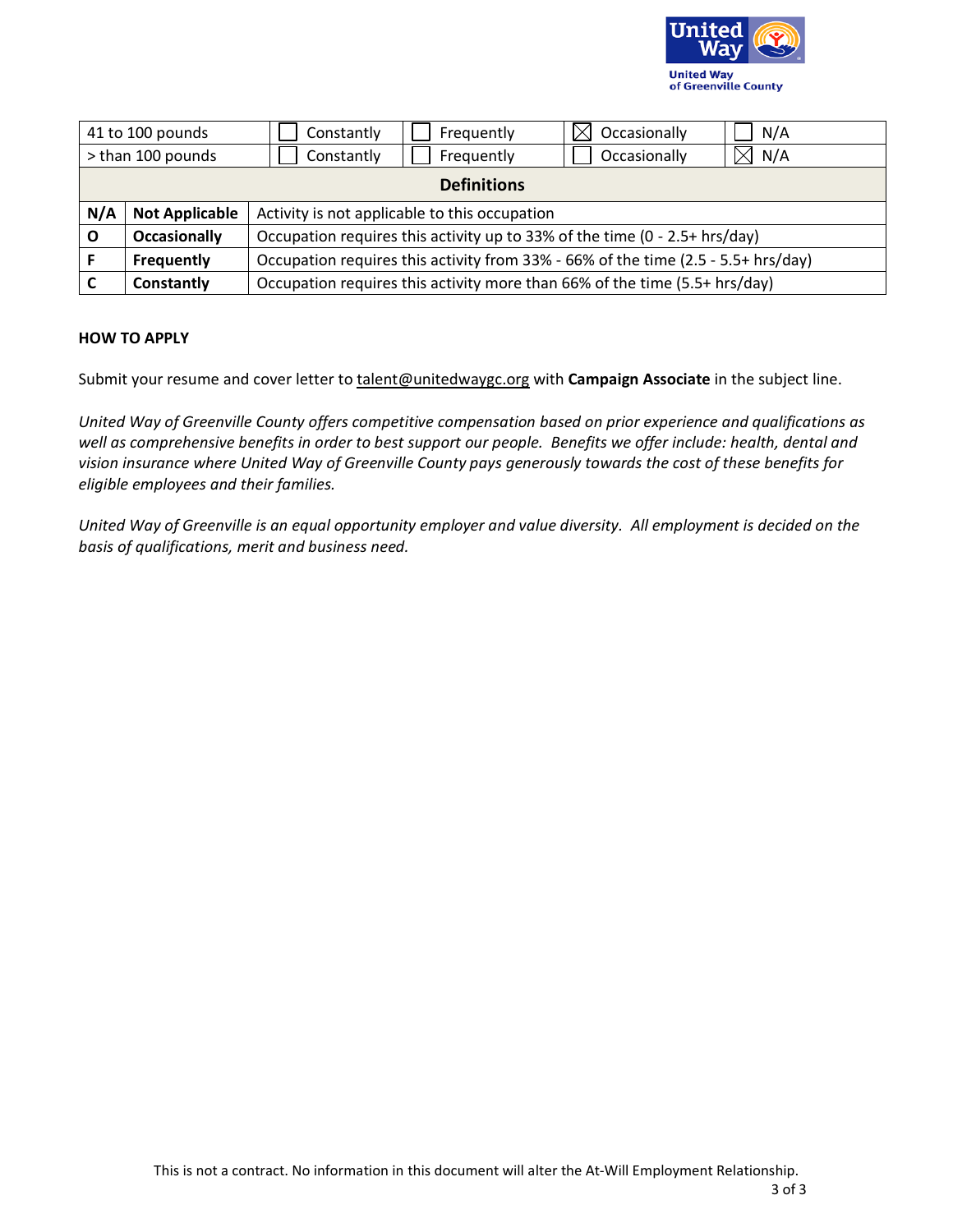| | | | | |
|---|---|---|---|---|
| 41 to 100 pounds | ☐ Constantly | ☐ Frequently | ☒ Occasionally | ☐ N/A |
| > than 100 pounds | ☐ Constantly | ☐ Frequently | ☐ Occasionally | ☒ N/A |

**Definitions**

| | | |
|---|---|---|
| **N/A** | **Not Applicable** | Activity is not applicable to this occupation |
| **O** | **Occasionally** | Occupation requires this activity up to 33% of the time (0 - 2.5+ hrs/day) |
| **F** | **Frequently** | Occupation requires this activity from 33% - 66% of the time (2.5 - 5.5+ hrs/day) |
| **C** | **Constantly** | Occupation requires this activity more than 66% of the time (5.5+ hrs/day) |

**HOW TO APPLY**

Submit your resume and cover letter to talent@unitedwaygc.org with **Campaign Associate** in the subject line.

*United Way of Greenville County offers competitive compensation based on prior experience and qualifications as well as comprehensive benefits in order to best support our people. Benefits we offer include: health, dental and vision insurance where United Way of Greenville County pays generously towards the cost of these benefits for eligible employees and their families.*

*United Way of Greenville is an equal opportunity employer and value diversity. All employment is decided on the basis of qualifications, merit and business need.*

This is not a contract. No information in this document will alter the At-Will Employment Relationship.